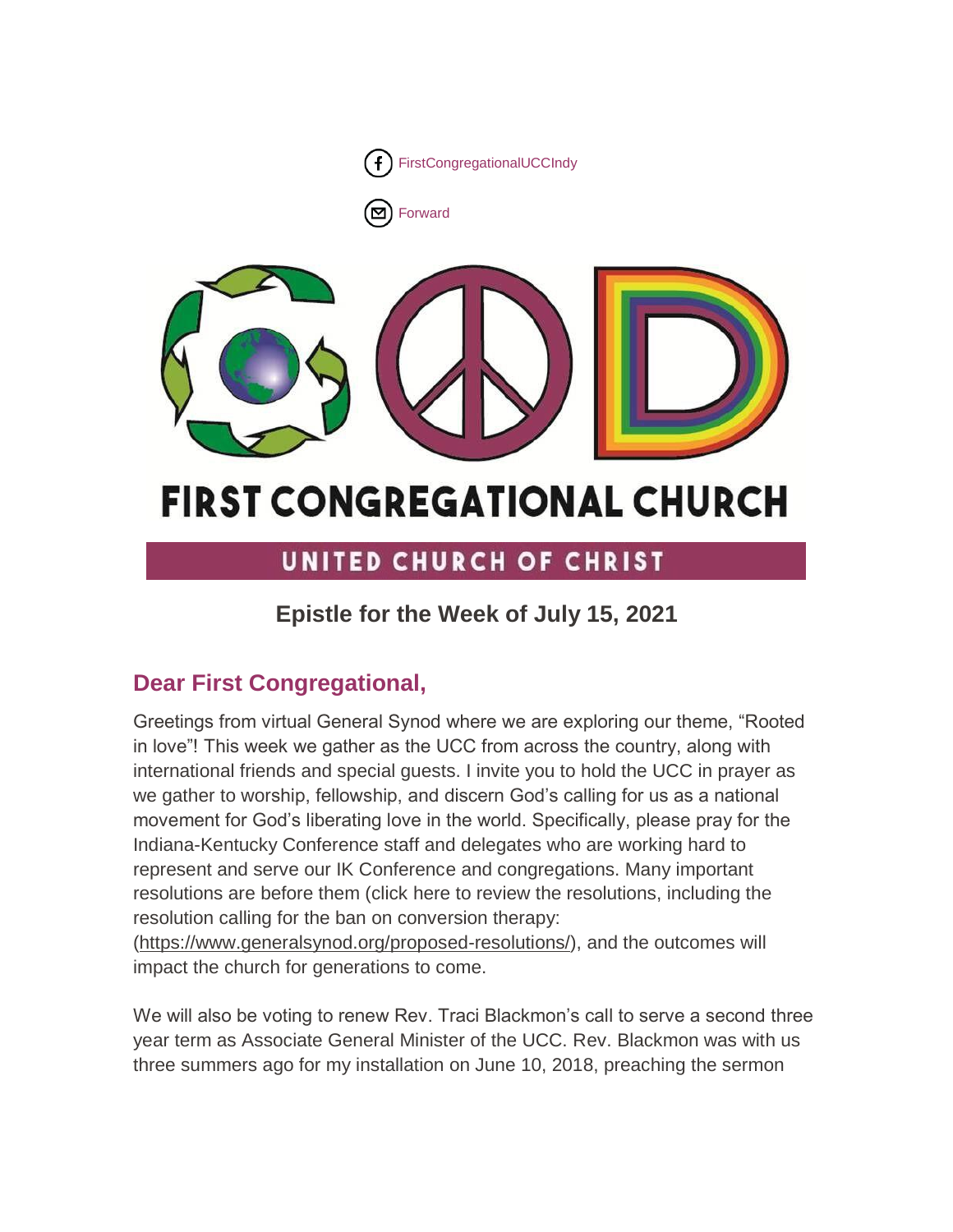FirstCongregationalUCCIndy

Forward

# FIRST CONGREGATIONAL CHURCH

UNITED CHURCH OF CHRIST

## Epistle for the Week of July 15, 2021

### Dear First Congregational,

Greetings from virtual General Synod where we are exploring our theme, "Rooted in love"! This week we gather as the UCC from across the country, along with international friends and special guests. I invite you to hold the UCC in prayer as we gather to worship, fellowship, and discern God's calling for us as a national movement for God's liberating love in the world. Specifically, please pray for the Indiana-Kentucky Conference staff and delegates who are working hard to represent and serve our IK Conference and congregations. Many important resolutions are before them (click here to review the resolutions, including the resolution calling for the ban on conversion therapy: (https://www.generalsynod.org/proposed-resolutions/), and the outcomes will impact the church for generations to come.

We will also be voting to renew Rev. Traci Blackmon's call to serve a second three year term as Associate General Minister of the UCC. Rev. Blackmon was with us three summers ago for my installation on June 10, 2018, preaching the sermon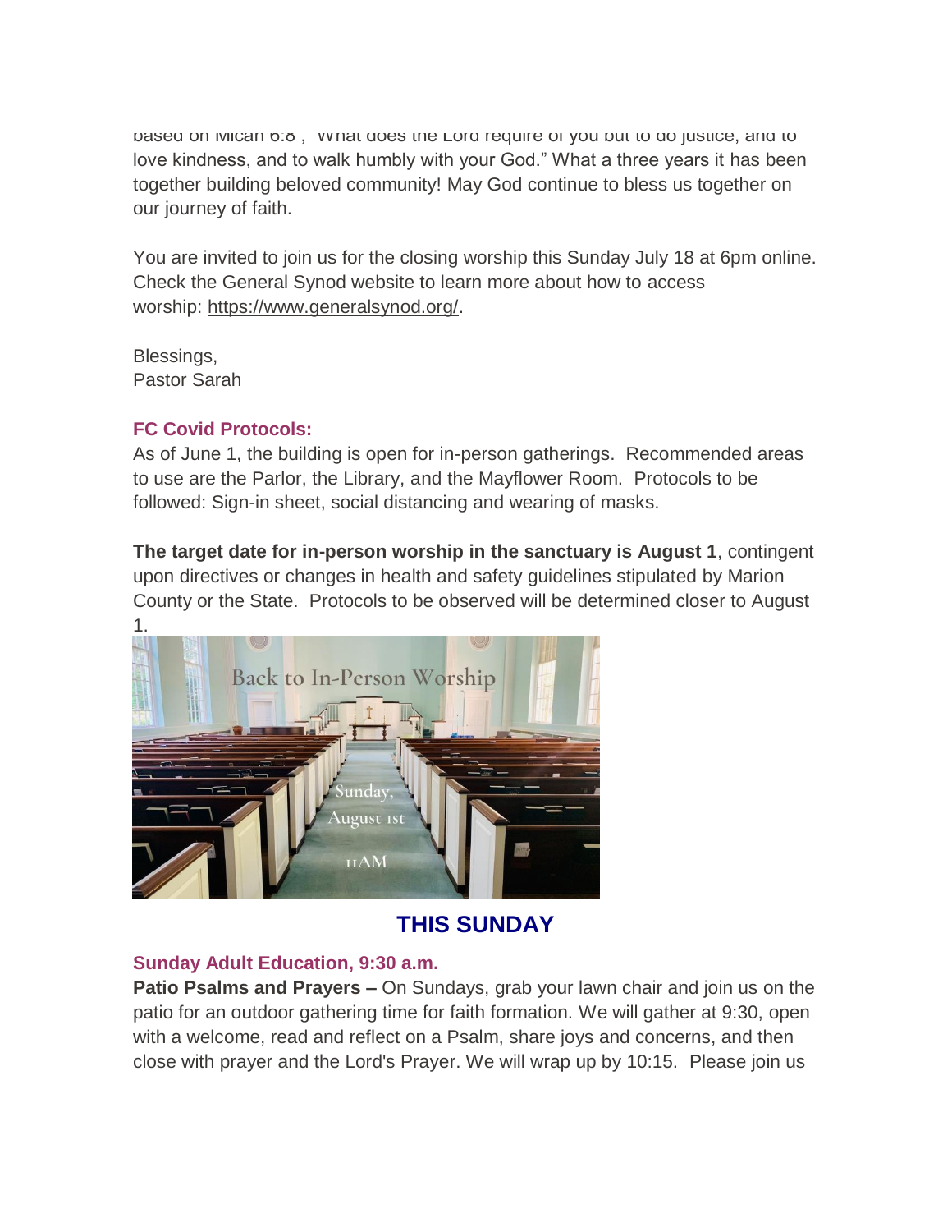based on Micah 6:8 , "What does the Lord require of you but to do justice, and to love kindness, and to walk humbly with your God." What a three years it has been together building beloved community! May God continue to bless us together on our journey of faith.

You are invited to join us for the closing worship this Sunday July 18 at 6pm online. Check the General Synod website to learn more about how to access worship: https://www.generalsynod.org/.

Blessings,
Pastor Sarah

**FC Covid Protocols:**

As of June 1, the building is open for in-person gatherings. Recommended areas to use are the Parlor, the Library, and the Mayflower Room. Protocols to be followed: Sign-in sheet, social distancing and wearing of masks.

**The target date for in-person worship in the sanctuary is August 1**, contingent upon directives or changes in health and safety guidelines stipulated by Marion County or the State. Protocols to be observed will be determined closer to August 1.

## THIS SUNDAY

**Sunday Adult Education, 9:30 a.m.**

**Patio Psalms and Prayers –** On Sundays, grab your lawn chair and join us on the patio for an outdoor gathering time for faith formation. We will gather at 9:30, open with a welcome, read and reflect on a Psalm, share joys and concerns, and then close with prayer and the Lord's Prayer. We will wrap up by 10:15. Please join us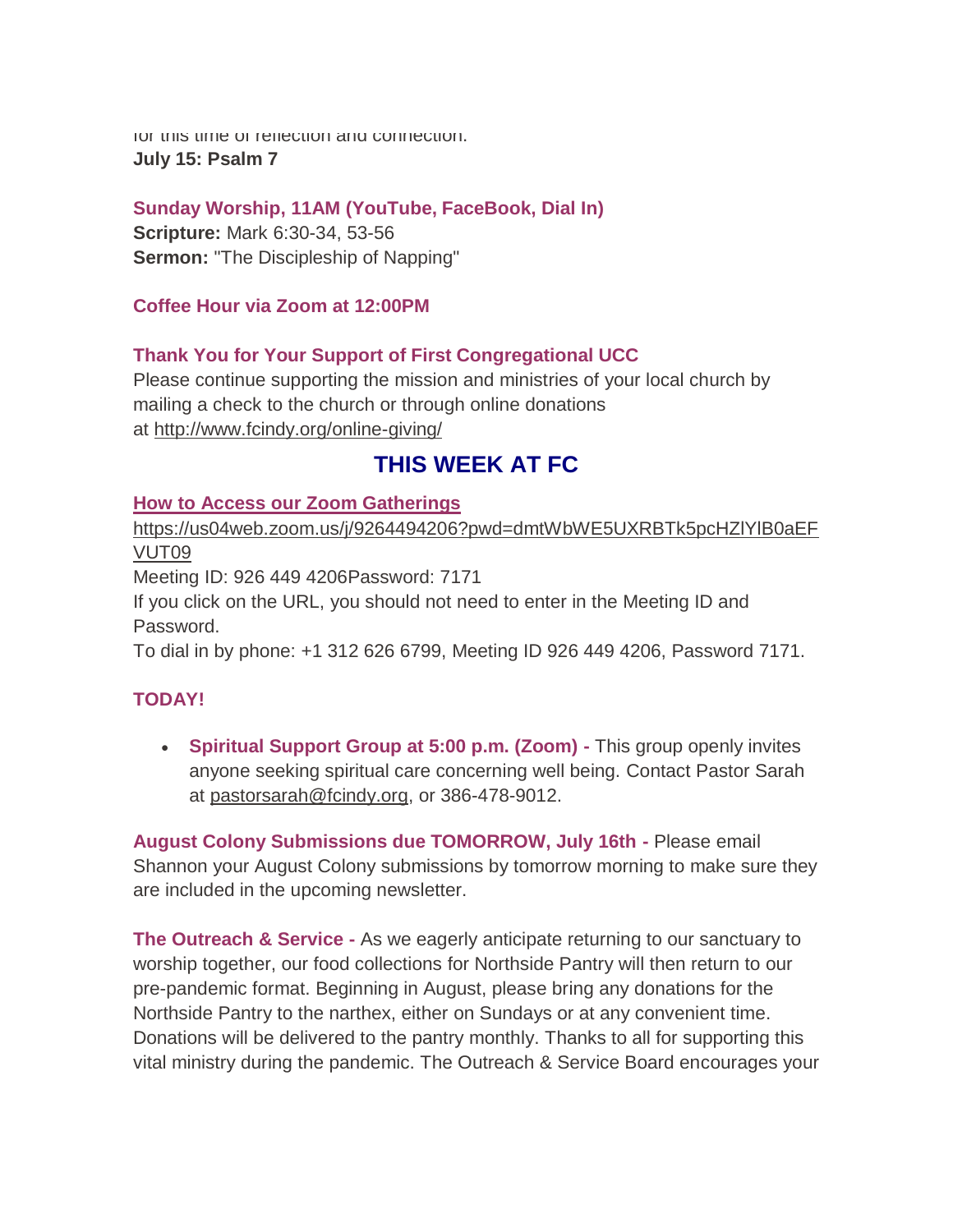for this time of reflection and connection.
**July 15: Psalm 7**

**Sunday Worship, 11AM (YouTube, FaceBook, Dial In)**
**Scripture:** Mark 6:30-34, 53-56
**Sermon:** "The Discipleship of Napping"

**Coffee Hour via Zoom at 12:00PM**

**Thank You for Your Support of First Congregational UCC**
Please continue supporting the mission and ministries of your local church by mailing a check to the church or through online donations at http://www.fcindy.org/online-giving/

## THIS WEEK AT FC

**How to Access our Zoom Gatherings**
https://us04web.zoom.us/j/9264494206?pwd=dmtWbWE5UXRBTk5pcHZlYlB0aEFVUT09
Meeting ID: 926 449 4206Password: 7171
If you click on the URL, you should not need to enter in the Meeting ID and Password.
To dial in by phone: +1 312 626 6799, Meeting ID 926 449 4206, Password 7171.

**TODAY!**

- **Spiritual Support Group at 5:00 p.m. (Zoom) -** This group openly invites anyone seeking spiritual care concerning well being. Contact Pastor Sarah at pastorsarah@fcindy.org, or 386-478-9012.

**August Colony Submissions due TOMORROW, July 16th -** Please email Shannon your August Colony submissions by tomorrow morning to make sure they are included in the upcoming newsletter.

**The Outreach & Service -** As we eagerly anticipate returning to our sanctuary to worship together, our food collections for Northside Pantry will then return to our pre-pandemic format. Beginning in August, please bring any donations for the Northside Pantry to the narthex, either on Sundays or at any convenient time. Donations will be delivered to the pantry monthly. Thanks to all for supporting this vital ministry during the pandemic. The Outreach & Service Board encourages your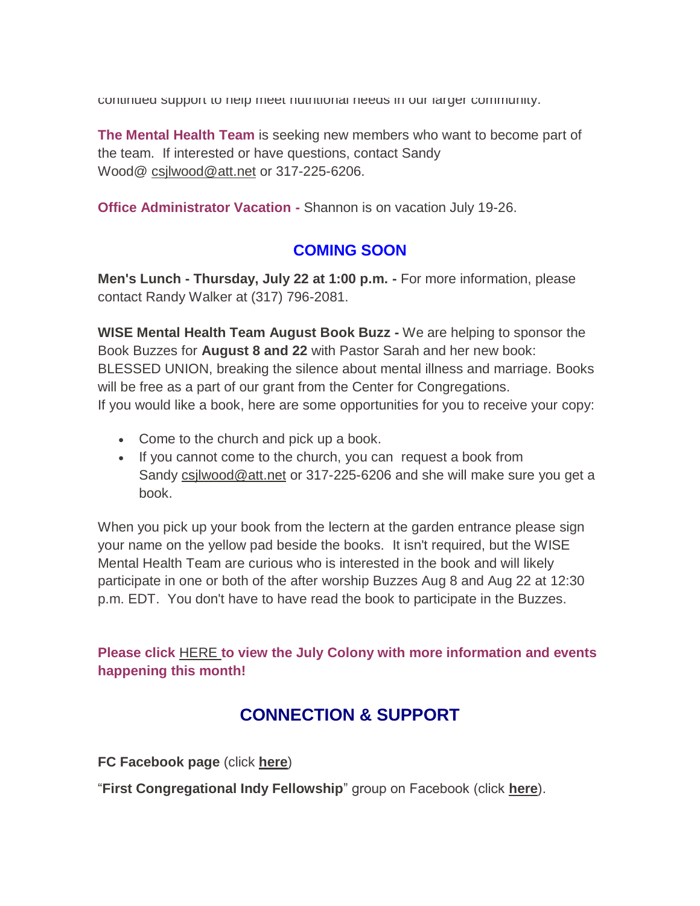continued support to help meet nutritional needs in our larger community.

**The Mental Health Team** is seeking new members who want to become part of the team. If interested or have questions, contact Sandy Wood@ csjlwood@att.net or 317-225-6206.

**Office Administrator Vacation -** Shannon is on vacation July 19-26.

## COMING SOON

**Men's Lunch - Thursday, July 22 at 1:00 p.m. -** For more information, please contact Randy Walker at (317) 796-2081.

**WISE Mental Health Team August Book Buzz -** We are helping to sponsor the Book Buzzes for **August 8 and 22** with Pastor Sarah and her new book: BLESSED UNION, breaking the silence about mental illness and marriage. Books will be free as a part of our grant from the Center for Congregations.
If you would like a book, here are some opportunities for you to receive your copy:

- Come to the church and pick up a book.
- If you cannot come to the church, you can request a book from Sandy csjlwood@att.net or 317-225-6206 and she will make sure you get a book.

When you pick up your book from the lectern at the garden entrance please sign your name on the yellow pad beside the books. It isn't required, but the WISE Mental Health Team are curious who is interested in the book and will likely participate in one or both of the after worship Buzzes Aug 8 and Aug 22 at 12:30 p.m. EDT. You don't have to have read the book to participate in the Buzzes.

**Please click HERE to view the July Colony with more information and events happening this month!**

## CONNECTION & SUPPORT

**FC Facebook page** (click **here**)

"**First Congregational Indy Fellowship**" group on Facebook (click **here**).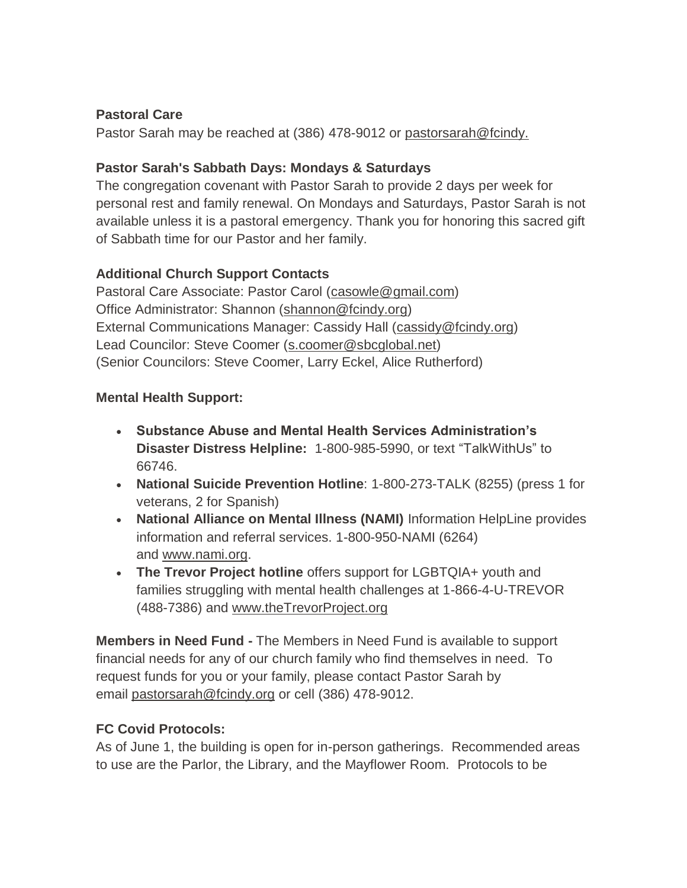**Pastoral Care**

Pastor Sarah may be reached at (386) 478-9012 or pastorsarah@fcindy.

**Pastor Sarah's Sabbath Days: Mondays & Saturdays**

The congregation covenant with Pastor Sarah to provide 2 days per week for personal rest and family renewal. On Mondays and Saturdays, Pastor Sarah is not available unless it is a pastoral emergency. Thank you for honoring this sacred gift of Sabbath time for our Pastor and her family.

**Additional Church Support Contacts**

Pastoral Care Associate: Pastor Carol (casowle@gmail.com)
Office Administrator: Shannon (shannon@fcindy.org)
External Communications Manager: Cassidy Hall (cassidy@fcindy.org)
Lead Councilor: Steve Coomer (s.coomer@sbcglobal.net)
(Senior Councilors: Steve Coomer, Larry Eckel, Alice Rutherford)

**Mental Health Support:**

- **Substance Abuse and Mental Health Services Administration's Disaster Distress Helpline:** 1-800-985-5990, or text "TalkWithUs" to 66746.
- **National Suicide Prevention Hotline**: 1-800-273-TALK (8255) (press 1 for veterans, 2 for Spanish)
- **National Alliance on Mental Illness (NAMI)** Information HelpLine provides information and referral services. 1-800-950-NAMI (6264) and www.nami.org.
- **The Trevor Project hotline** offers support for LGBTQIA+ youth and families struggling with mental health challenges at 1-866-4-U-TREVOR (488-7386) and www.theTrevorProject.org

**Members in Need Fund -** The Members in Need Fund is available to support financial needs for any of our church family who find themselves in need. To request funds for you or your family, please contact Pastor Sarah by email pastorsarah@fcindy.org or cell (386) 478-9012.

**FC Covid Protocols:**

As of June 1, the building is open for in-person gatherings. Recommended areas to use are the Parlor, the Library, and the Mayflower Room. Protocols to be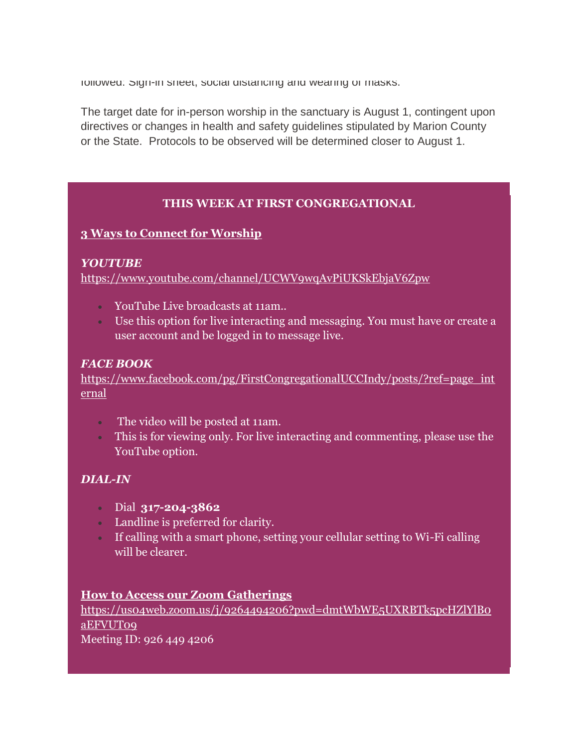followed: Sign-in sheet, social distancing and wearing of masks.

The target date for in-person worship in the sanctuary is August 1, contingent upon directives or changes in health and safety guidelines stipulated by Marion County or the State. Protocols to be observed will be determined closer to August 1.

**THIS WEEK AT FIRST CONGREGATIONAL**

**3 Ways to Connect for Worship**

***YOUTUBE***
https://www.youtube.com/channel/UCWV9wqAvPiUKSkEbjaV6Zpw

- YouTube Live broadcasts at 11am..
- Use this option for live interacting and messaging. You must have or create a user account and be logged in to message live.

***FACE BOOK***
https://www.facebook.com/pg/FirstCongregationalUCCIndy/posts/?ref=page_internal

- The video will be posted at 11am.
- This is for viewing only. For live interacting and commenting, please use the YouTube option.

***DIAL-IN***

- Dial **317-204-3862**
- Landline is preferred for clarity.
- If calling with a smart phone, setting your cellular setting to Wi-Fi calling will be clearer.

**How to Access our Zoom Gatherings**
https://us04web.zoom.us/j/9264494206?pwd=dmtWbWE5UXRBTk5pcHZlYlB0aEFVUT09
Meeting ID: 926 449 4206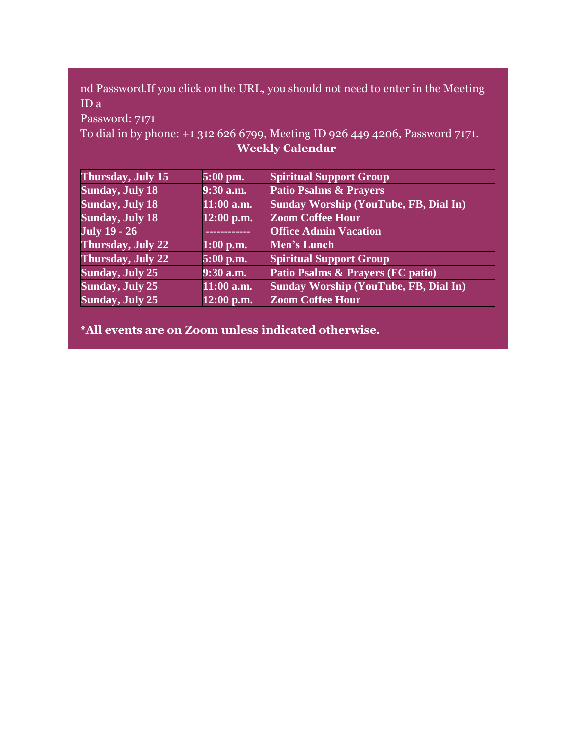nd Password.If you click on the URL, you should not need to enter in the Meeting ID a

Password: 7171

To dial in by phone: +1 312 626 6799, Meeting ID 926 449 4206, Password 7171.

**Weekly Calendar**

| | | |
|---|---|---|
| **Thursday, July 15** | **5:00 pm.** | **Spiritual Support Group** |
| **Sunday, July 18** | **9:30 a.m.** | **Patio Psalms & Prayers** |
| **Sunday, July 18** | **11:00 a.m.** | **Sunday Worship (YouTube, FB, Dial In)** |
| **Sunday, July 18** | **12:00 p.m.** | **Zoom Coffee Hour** |
| **July 19 - 26** | **------------** | **Office Admin Vacation** |
| **Thursday, July 22** | **1:00 p.m.** | **Men's Lunch** |
| **Thursday, July 22** | **5:00 p.m.** | **Spiritual Support Group** |
| **Sunday, July 25** | **9:30 a.m.** | **Patio Psalms & Prayers (FC patio)** |
| **Sunday, July 25** | **11:00 a.m.** | **Sunday Worship (YouTube, FB, Dial In)** |
| **Sunday, July 25** | **12:00 p.m.** | **Zoom Coffee Hour** |

**\*All events are on Zoom unless indicated otherwise.**